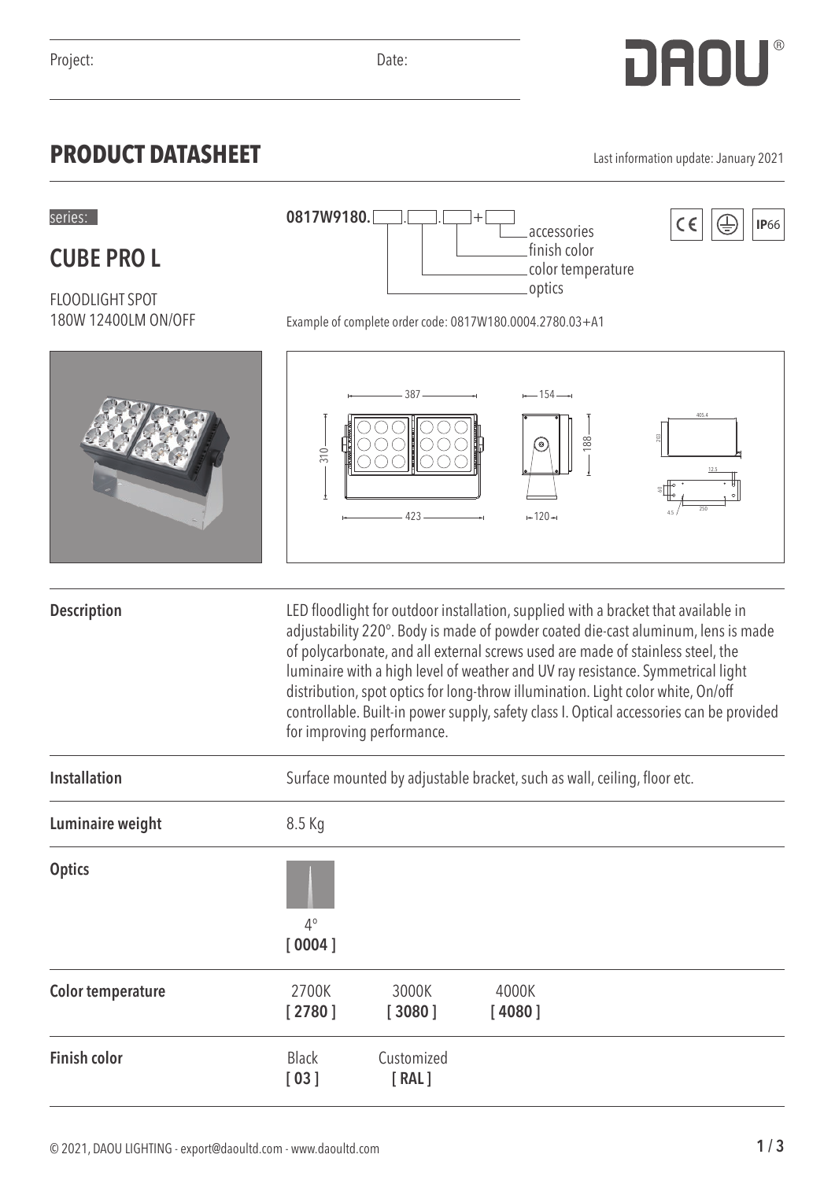Project: Date:

DAOU®

# PRODUCT DATASHEET

Last information update: January 2021

series:

## CUBE PRO L

FLOODLIGHT SPOT
180W 12400LM ON/OFF

**0817W9180.** [ ] . [ ] . [ ] + [ ]

- optics
- color temperature
- finish color
- accessories

CE | IP66

Example of complete order code: 0817W180.0004.2780.03+A1

| | |
|---|---|
| **Description** | LED floodlight for outdoor installation, supplied with a bracket that available in adjustability 220°. Body is made of powder coated die-cast aluminum, lens is made of polycarbonate, and all external screws used are made of stainless steel, the luminaire with a high level of weather and UV ray resistance. Symmetrical light distribution, spot optics for long-throw illumination. Light color white, On/off controllable. Built-in power supply, safety class I. Optical accessories can be provided for improving performance. |
| **Installation** | Surface mounted by adjustable bracket, such as wall, ceiling, floor etc. |
| **Luminaire weight** | 8.5 Kg |
| **Optics** | 4° **[ 0004 ]** |
| **Color temperature** | 2700K **[ 2780 ]**; 3000K **[ 3080 ]**; 4000K **[ 4080 ]** |
| **Finish color** | Black **[ 03 ]**; Customized **[ RAL ]** |

© 2021, DAOU LIGHTING - export@daoultd.com - www.daoultd.com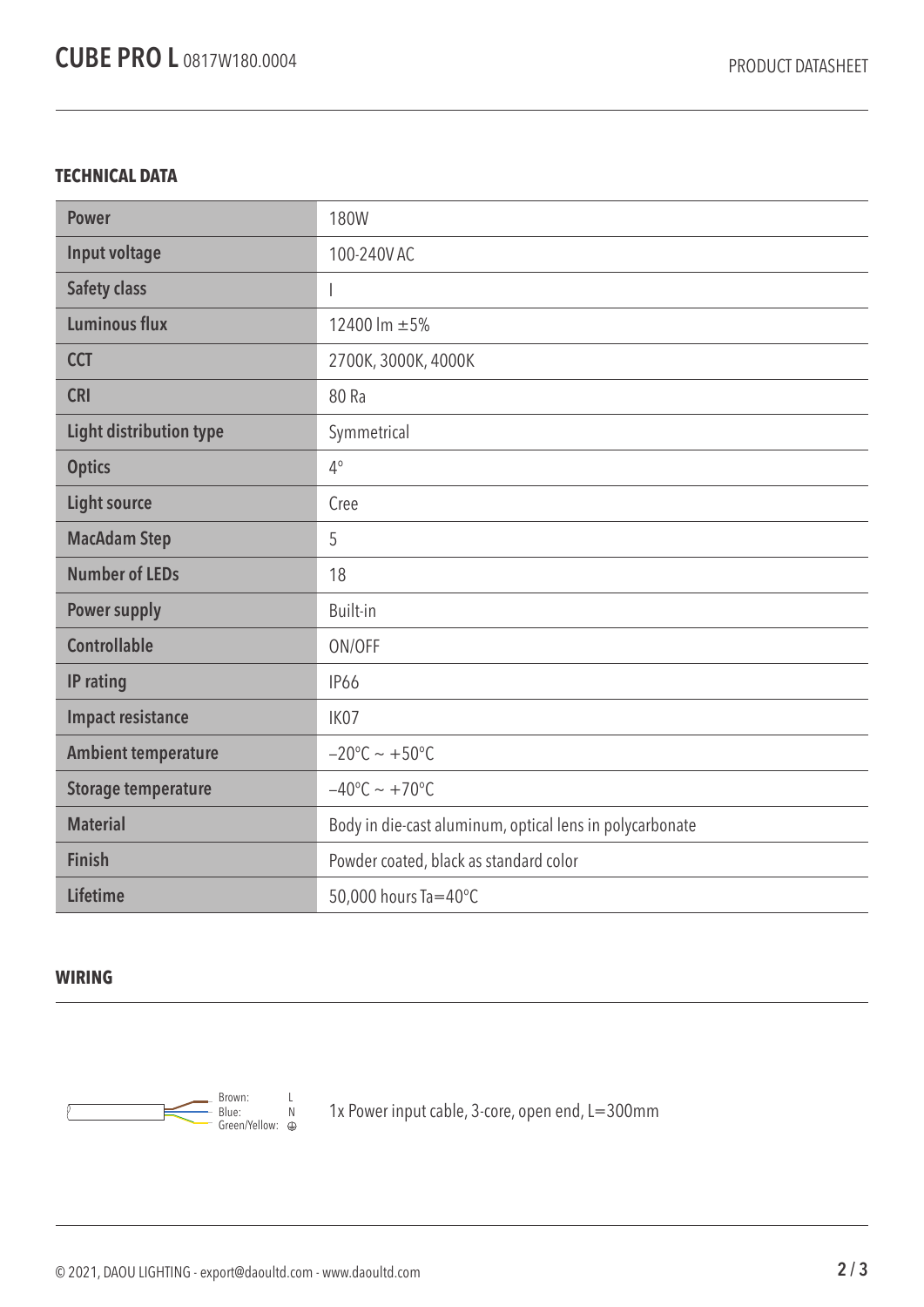# CUBE PRO L 0817W180.0004

PRODUCT DATASHEET

## TECHNICAL DATA

| | |
|---|---|
| **Power** | 180W |
| **Input voltage** | 100-240V AC |
| **Safety class** | I |
| **Luminous flux** | 12400 lm ±5% |
| **CCT** | 2700K, 3000K, 4000K |
| **CRI** | 80 Ra |
| **Light distribution type** | Symmetrical |
| **Optics** | 4° |
| **Light source** | Cree |
| **MacAdam Step** | 5 |
| **Number of LEDs** | 18 |
| **Power supply** | Built-in |
| **Controllable** | ON/OFF |
| **IP rating** | IP66 |
| **Impact resistance** | IK07 |
| **Ambient temperature** | −20°C ~ +50°C |
| **Storage temperature** | −40°C ~ +70°C |
| **Material** | Body in die-cast aluminum, optical lens in polycarbonate |
| **Finish** | Powder coated, black as standard color |
| **Lifetime** | 50,000 hours Ta=40°C |

## WIRING

Brown: L
Blue: N
Green/Yellow: ⏚

1x Power input cable, 3-core, open end, L=300mm

© 2021, DAOU LIGHTING - export@daoultd.com - www.daoultd.com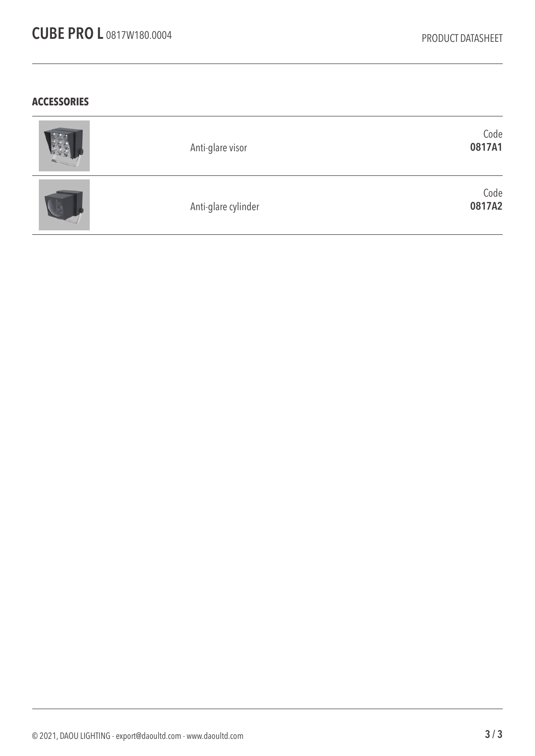## ACCESSORIES

| | | |
|---|---|---|
| | Anti-glare visor | Code **0817A1** |
| | Anti-glare cylinder | Code **0817A2** |